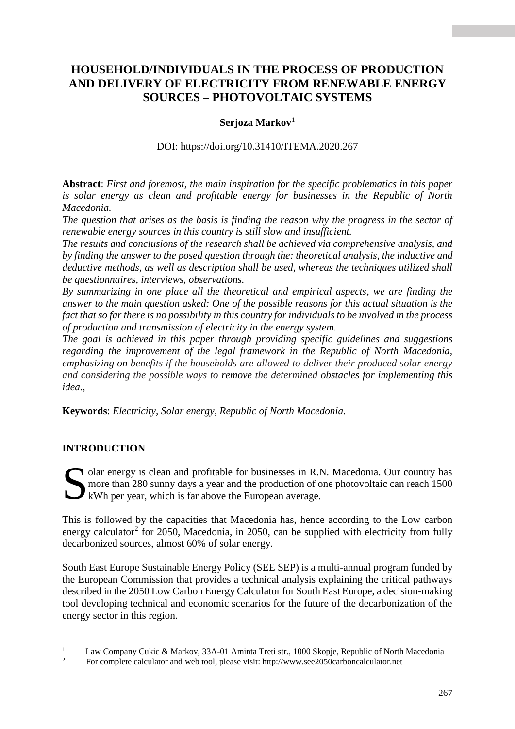# HOUSEHOLD/INDIVIDUALS IN THE PROCESS OF PRODUCTION AND DELIVERY OF ELECTRICITY FROM RENEWABLE ENERGY SOURCES – PHOTOVOLTAIC SYSTEMS

**Serjoza Markov**[1]

DOI: https://doi.org/10.31410/ITEMA.2020.267

---

**Abstract**: *First and foremost, the main inspiration for the specific problematics in this paper is solar energy as clean and profitable energy for businesses in the Republic of North Macedonia.*
*The question that arises as the basis is finding the reason why the progress in the sector of renewable energy sources in this country is still slow and insufficient.*
*The results and conclusions of the research shall be achieved via comprehensive analysis, and by finding the answer to the posed question through the: theoretical analysis, the inductive and deductive methods, as well as description shall be used, whereas the techniques utilized shall be questionnaires, interviews, observations.*
*By summarizing in one place all the theoretical and empirical aspects, we are finding the answer to the main question asked: One of the possible reasons for this actual situation is the fact that so far there is no possibility in this country for individuals to be involved in the process of production and transmission of electricity in the energy system.*
*The goal is achieved in this paper through providing specific guidelines and suggestions regarding the improvement of the legal framework in the Republic of North Macedonia, emphasizing on benefits if the households are allowed to deliver their produced solar energy and considering the possible ways to remove the determined obstacles for implementing this idea.,*

**Keywords**: *Electricity, Solar energy, Republic of North Macedonia.*

---

## INTRODUCTION

Solar energy is clean and profitable for businesses in R.N. Macedonia. Our country has more than 280 sunny days a year and the production of one photovoltaic can reach 1500 kWh per year, which is far above the European average.

This is followed by the capacities that Macedonia has, hence according to the Low carbon energy calculator[2] for 2050, Macedonia, in 2050, can be supplied with electricity from fully decarbonized sources, almost 60% of solar energy.

South East Europe Sustainable Energy Policy (SEE SEP) is a multi-annual program funded by the European Commission that provides a technical analysis explaining the critical pathways described in the 2050 Low Carbon Energy Calculator for South East Europe, a decision-making tool developing technical and economic scenarios for the future of the decarbonization of the energy sector in this region.

---

[1] Law Company Cukic & Markov, 33A-01 Aminta Treti str., 1000 Skopje, Republic of North Macedonia

[2] For complete calculator and web tool, please visit: http://www.see2050carboncalculator.net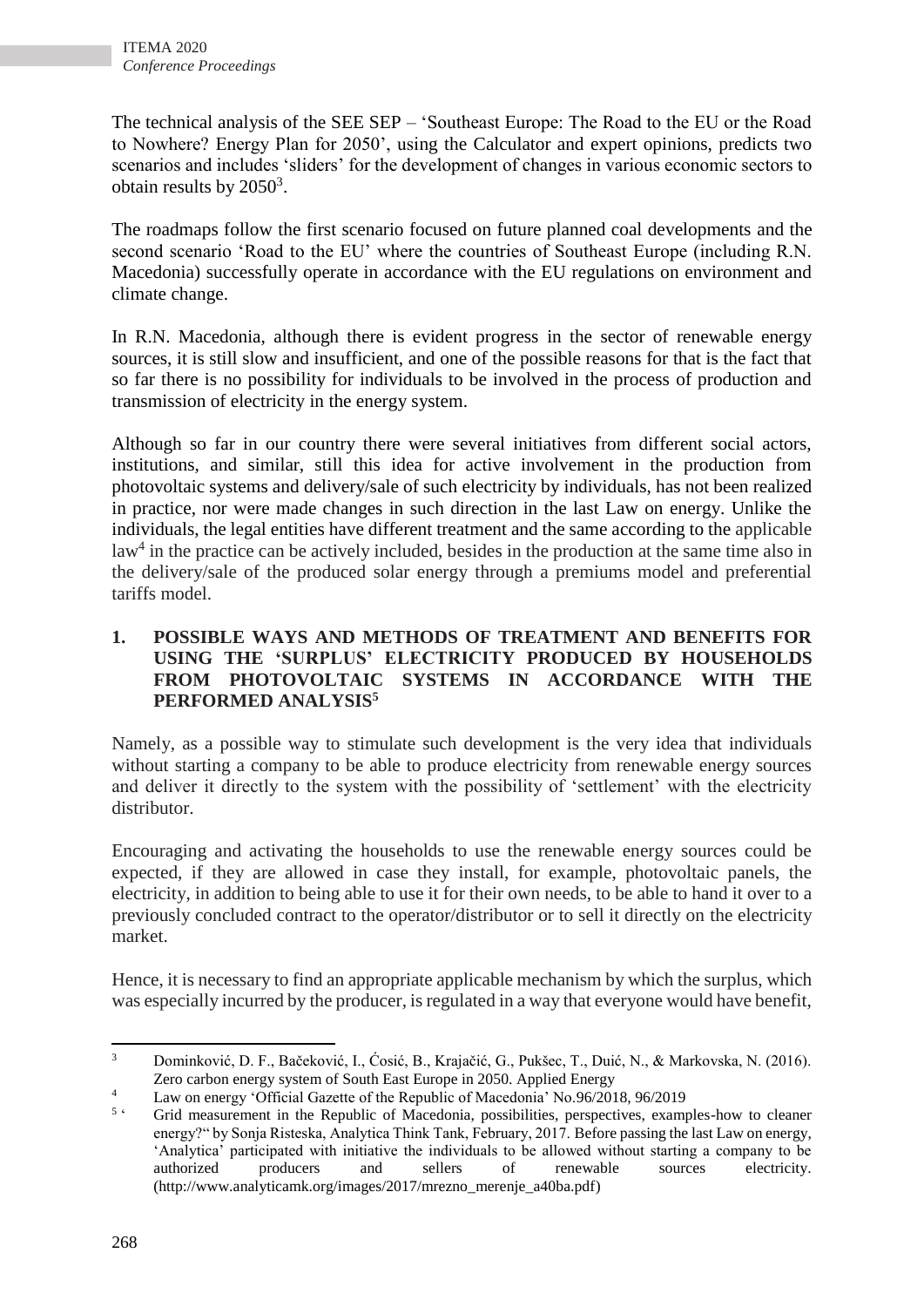The technical analysis of the SEE SEP – 'Southeast Europe: The Road to the EU or the Road to Nowhere? Energy Plan for 2050', using the Calculator and expert opinions, predicts two scenarios and includes 'sliders' for the development of changes in various economic sectors to obtain results by 2050[3].

The roadmaps follow the first scenario focused on future planned coal developments and the second scenario 'Road to the EU' where the countries of Southeast Europe (including R.N. Macedonia) successfully operate in accordance with the EU regulations on environment and climate change.

In R.N. Macedonia, although there is evident progress in the sector of renewable energy sources, it is still slow and insufficient, and one of the possible reasons for that is the fact that so far there is no possibility for individuals to be involved in the process of production and transmission of electricity in the energy system.

Although so far in our country there were several initiatives from different social actors, institutions, and similar, still this idea for active involvement in the production from photovoltaic systems and delivery/sale of such electricity by individuals, has not been realized in practice, nor were made changes in such direction in the last Law on energy. Unlike the individuals, the legal entities have different treatment and the same according to the applicable law[4] in the practice can be actively included, besides in the production at the same time also in the delivery/sale of the produced solar energy through a premiums model and preferential tariffs model.

## 1. POSSIBLE WAYS AND METHODS OF TREATMENT AND BENEFITS FOR USING THE 'SURPLUS' ELECTRICITY PRODUCED BY HOUSEHOLDS FROM PHOTOVOLTAIC SYSTEMS IN ACCORDANCE WITH THE PERFORMED ANALYSIS[5]

Namely, as a possible way to stimulate such development is the very idea that individuals without starting a company to be able to produce electricity from renewable energy sources and deliver it directly to the system with the possibility of 'settlement' with the electricity distributor.

Encouraging and activating the households to use the renewable energy sources could be expected, if they are allowed in case they install, for example, photovoltaic panels, the electricity, in addition to being able to use it for their own needs, to be able to hand it over to a previously concluded contract to the operator/distributor or to sell it directly on the electricity market.

Hence, it is necessary to find an appropriate applicable mechanism by which the surplus, which was especially incurred by the producer, is regulated in a way that everyone would have benefit,

---

[3] Dominković, D. F., Bačeković, I., Ćosić, B., Krajačić, G., Pukšec, T., Duić, N., & Markovska, N. (2016). Zero carbon energy system of South East Europe in 2050. Applied Energy

[4] Law on energy 'Official Gazette of the Republic of Macedonia' No.96/2018, 96/2019

[5] 'Grid measurement in the Republic of Macedonia, possibilities, perspectives, examples-how to cleaner energy?" by Sonja Risteska, Analytica Think Tank, February, 2017. Before passing the last Law on energy, 'Analytica' participated with initiative the individuals to be allowed without starting a company to be authorized producers and sellers of renewable sources electricity. (http://www.analyticamk.org/images/2017/mrezno_merenje_a40ba.pdf)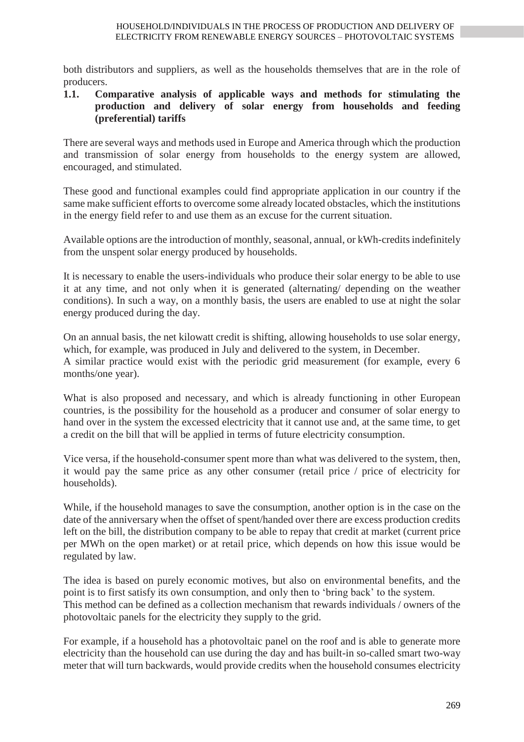both distributors and suppliers, as well as the households themselves that are in the role of producers.

### 1.1. Comparative analysis of applicable ways and methods for stimulating the production and delivery of solar energy from households and feeding (preferential) tariffs

There are several ways and methods used in Europe and America through which the production and transmission of solar energy from households to the energy system are allowed, encouraged, and stimulated.

These good and functional examples could find appropriate application in our country if the same make sufficient efforts to overcome some already located obstacles, which the institutions in the energy field refer to and use them as an excuse for the current situation.

Available options are the introduction of monthly, seasonal, annual, or kWh-credits indefinitely from the unspent solar energy produced by households.

It is necessary to enable the users-individuals who produce their solar energy to be able to use it at any time, and not only when it is generated (alternating/ depending on the weather conditions). In such a way, on a monthly basis, the users are enabled to use at night the solar energy produced during the day.

On an annual basis, the net kilowatt credit is shifting, allowing households to use solar energy, which, for example, was produced in July and delivered to the system, in December.
A similar practice would exist with the periodic grid measurement (for example, every 6 months/one year).

What is also proposed and necessary, and which is already functioning in other European countries, is the possibility for the household as a producer and consumer of solar energy to hand over in the system the excessed electricity that it cannot use and, at the same time, to get a credit on the bill that will be applied in terms of future electricity consumption.

Vice versa, if the household-consumer spent more than what was delivered to the system, then, it would pay the same price as any other consumer (retail price / price of electricity for households).

While, if the household manages to save the consumption, another option is in the case on the date of the anniversary when the offset of spent/handed over there are excess production credits left on the bill, the distribution company to be able to repay that credit at market (current price per MWh on the open market) or at retail price, which depends on how this issue would be regulated by law.

The idea is based on purely economic motives, but also on environmental benefits, and the point is to first satisfy its own consumption, and only then to 'bring back' to the system.
This method can be defined as a collection mechanism that rewards individuals / owners of the photovoltaic panels for the electricity they supply to the grid.

For example, if a household has a photovoltaic panel on the roof and is able to generate more electricity than the household can use during the day and has built-in so-called smart two-way meter that will turn backwards, would provide credits when the household consumes electricity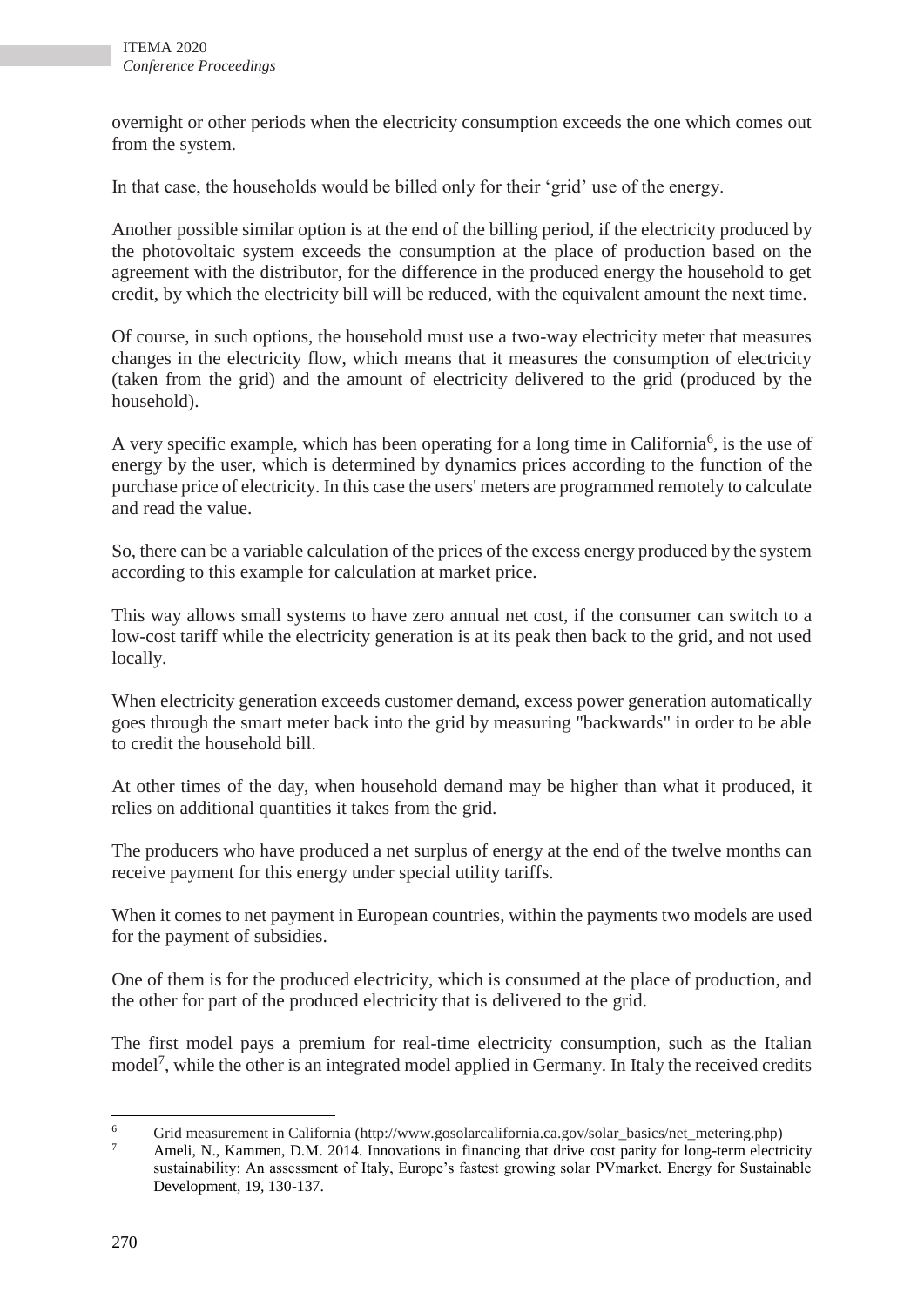overnight or other periods when the electricity consumption exceeds the one which comes out from the system.

In that case, the households would be billed only for their 'grid' use of the energy.

Another possible similar option is at the end of the billing period, if the electricity produced by the photovoltaic system exceeds the consumption at the place of production based on the agreement with the distributor, for the difference in the produced energy the household to get credit, by which the electricity bill will be reduced, with the equivalent amount the next time.

Of course, in such options, the household must use a two-way electricity meter that measures changes in the electricity flow, which means that it measures the consumption of electricity (taken from the grid) and the amount of electricity delivered to the grid (produced by the household).

A very specific example, which has been operating for a long time in California[6], is the use of energy by the user, which is determined by dynamics prices according to the function of the purchase price of electricity. In this case the users' meters are programmed remotely to calculate and read the value.

So, there can be a variable calculation of the prices of the excess energy produced by the system according to this example for calculation at market price.

This way allows small systems to have zero annual net cost, if the consumer can switch to a low-cost tariff while the electricity generation is at its peak then back to the grid, and not used locally.

When electricity generation exceeds customer demand, excess power generation automatically goes through the smart meter back into the grid by measuring "backwards" in order to be able to credit the household bill.

At other times of the day, when household demand may be higher than what it produced, it relies on additional quantities it takes from the grid.

The producers who have produced a net surplus of energy at the end of the twelve months can receive payment for this energy under special utility tariffs.

When it comes to net payment in European countries, within the payments two models are used for the payment of subsidies.

One of them is for the produced electricity, which is consumed at the place of production, and the other for part of the produced electricity that is delivered to the grid.

The first model pays a premium for real-time electricity consumption, such as the Italian model[7], while the other is an integrated model applied in Germany. In Italy the received credits

---

[6] Grid measurement in California (http://www.gosolarcalifornia.ca.gov/solar_basics/net_metering.php)

[7] Ameli, N., Kammen, D.M. 2014. Innovations in financing that drive cost parity for long-term electricity sustainability: An assessment of Italy, Europe's fastest growing solar PVmarket. Energy for Sustainable Development, 19, 130-137.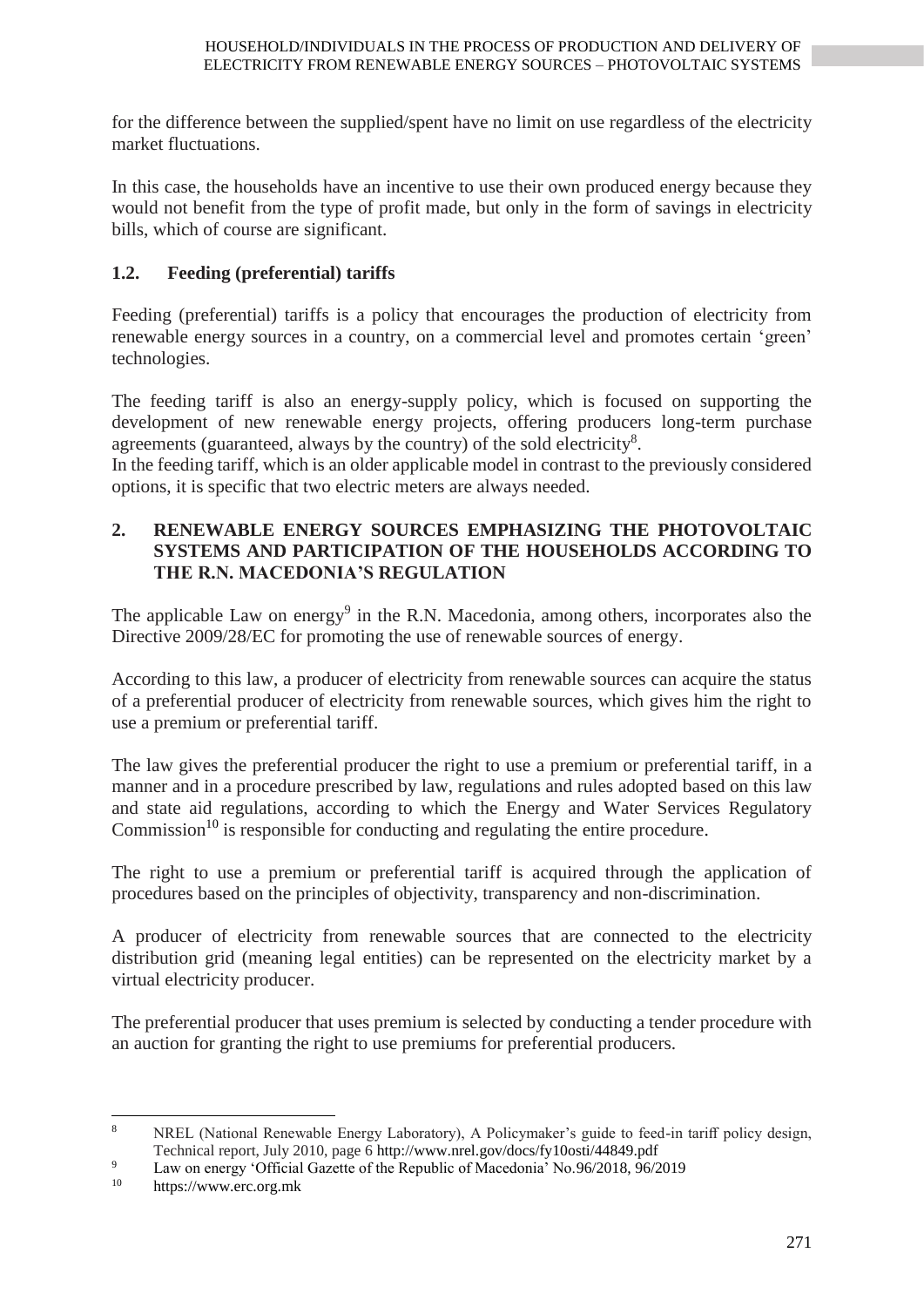for the difference between the supplied/spent have no limit on use regardless of the electricity market fluctuations.

In this case, the households have an incentive to use their own produced energy because they would not benefit from the type of profit made, but only in the form of savings in electricity bills, which of course are significant.

### 1.2. Feeding (preferential) tariffs

Feeding (preferential) tariffs is a policy that encourages the production of electricity from renewable energy sources in a country, on a commercial level and promotes certain 'green' technologies.

The feeding tariff is also an energy-supply policy, which is focused on supporting the development of new renewable energy projects, offering producers long-term purchase agreements (guaranteed, always by the country) of the sold electricity[8].
In the feeding tariff, which is an older applicable model in contrast to the previously considered options, it is specific that two electric meters are always needed.

## 2. RENEWABLE ENERGY SOURCES EMPHASIZING THE PHOTOVOLTAIC SYSTEMS AND PARTICIPATION OF THE HOUSEHOLDS ACCORDING TO THE R.N. MACEDONIA'S REGULATION

The applicable Law on energy[9] in the R.N. Macedonia, among others, incorporates also the Directive 2009/28/EC for promoting the use of renewable sources of energy.

According to this law, a producer of electricity from renewable sources can acquire the status of a preferential producer of electricity from renewable sources, which gives him the right to use a premium or preferential tariff.

The law gives the preferential producer the right to use a premium or preferential tariff, in a manner and in a procedure prescribed by law, regulations and rules adopted based on this law and state aid regulations, according to which the Energy and Water Services Regulatory Commission[10] is responsible for conducting and regulating the entire procedure.

The right to use a premium or preferential tariff is acquired through the application of procedures based on the principles of objectivity, transparency and non-discrimination.

A producer of electricity from renewable sources that are connected to the electricity distribution grid (meaning legal entities) can be represented on the electricity market by a virtual electricity producer.

The preferential producer that uses premium is selected by conducting a tender procedure with an auction for granting the right to use premiums for preferential producers.

---

[8] NREL (National Renewable Energy Laboratory), A Policymaker's guide to feed-in tariff policy design, Technical report, July 2010, page 6 http://www.nrel.gov/docs/fy10osti/44849.pdf

[9] Law on energy 'Official Gazette of the Republic of Macedonia' No.96/2018, 96/2019

[10] https://www.erc.org.mk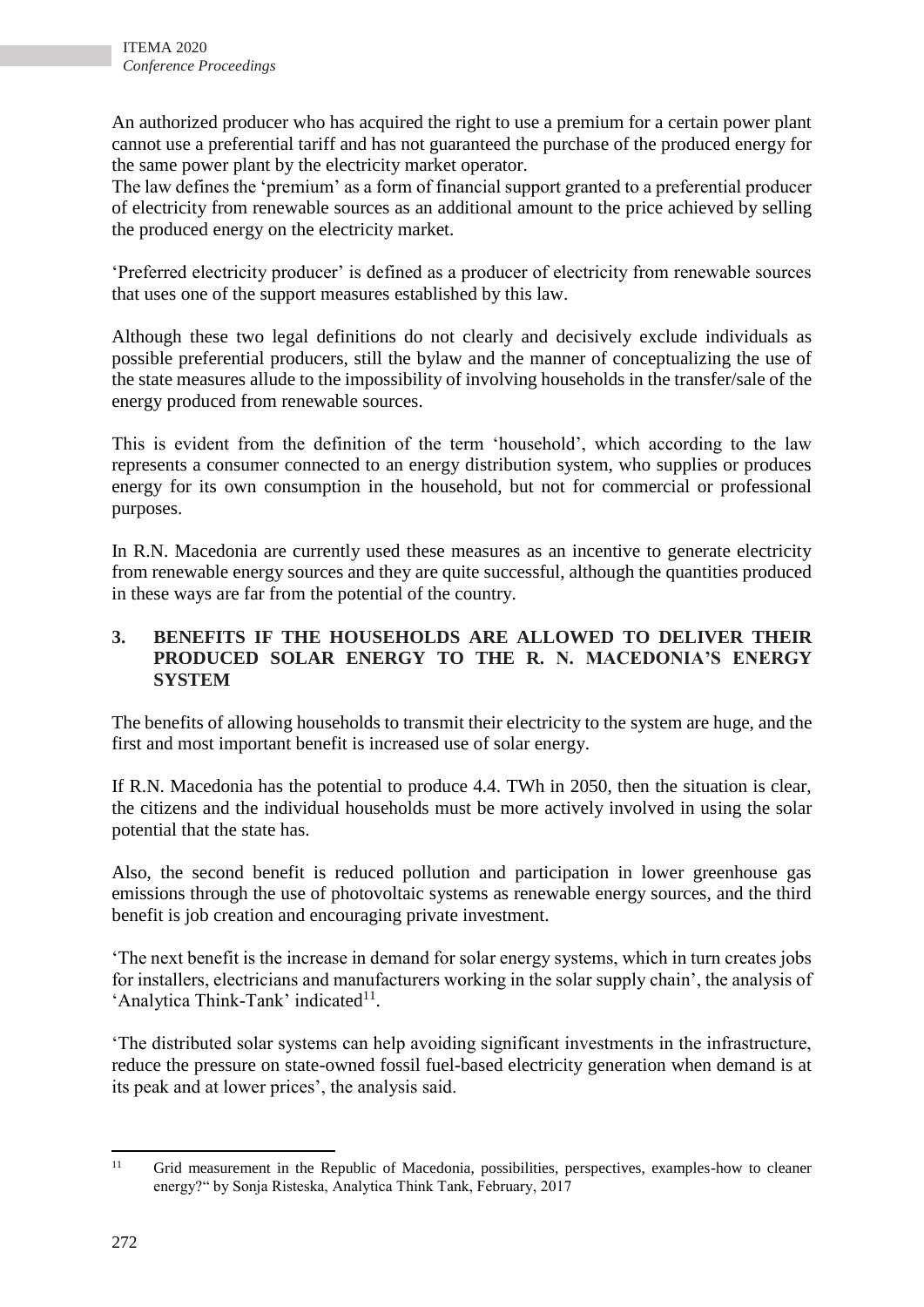An authorized producer who has acquired the right to use a premium for a certain power plant cannot use a preferential tariff and has not guaranteed the purchase of the produced energy for the same power plant by the electricity market operator.
The law defines the 'premium' as a form of financial support granted to a preferential producer of electricity from renewable sources as an additional amount to the price achieved by selling the produced energy on the electricity market.

'Preferred electricity producer' is defined as a producer of electricity from renewable sources that uses one of the support measures established by this law.

Although these two legal definitions do not clearly and decisively exclude individuals as possible preferential producers, still the bylaw and the manner of conceptualizing the use of the state measures allude to the impossibility of involving households in the transfer/sale of the energy produced from renewable sources.

This is evident from the definition of the term 'household', which according to the law represents a consumer connected to an energy distribution system, who supplies or produces energy for its own consumption in the household, but not for commercial or professional purposes.

In R.N. Macedonia are currently used these measures as an incentive to generate electricity from renewable energy sources and they are quite successful, although the quantities produced in these ways are far from the potential of the country.

## 3. BENEFITS IF THE HOUSEHOLDS ARE ALLOWED TO DELIVER THEIR PRODUCED SOLAR ENERGY TO THE R. N. MACEDONIA'S ENERGY SYSTEM

The benefits of allowing households to transmit their electricity to the system are huge, and the first and most important benefit is increased use of solar energy.

If R.N. Macedonia has the potential to produce 4.4. TWh in 2050, then the situation is clear, the citizens and the individual households must be more actively involved in using the solar potential that the state has.

Also, the second benefit is reduced pollution and participation in lower greenhouse gas emissions through the use of photovoltaic systems as renewable energy sources, and the third benefit is job creation and encouraging private investment.

'The next benefit is the increase in demand for solar energy systems, which in turn creates jobs for installers, electricians and manufacturers working in the solar supply chain', the analysis of 'Analytica Think-Tank' indicated[11].

'The distributed solar systems can help avoiding significant investments in the infrastructure, reduce the pressure on state-owned fossil fuel-based electricity generation when demand is at its peak and at lower prices', the analysis said.

---

[11] Grid measurement in the Republic of Macedonia, possibilities, perspectives, examples-how to cleaner energy?" by Sonja Risteska, Analytica Think Tank, February, 2017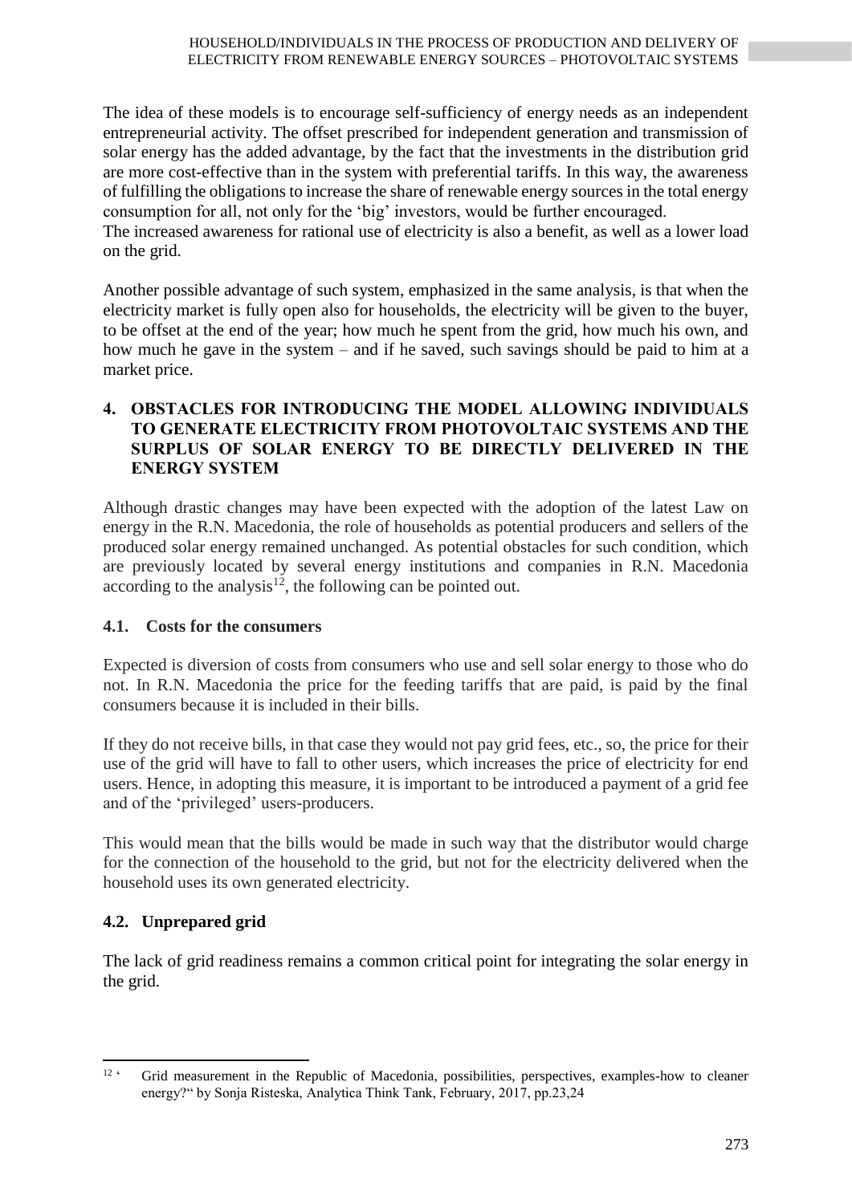The idea of these models is to encourage self-sufficiency of energy needs as an independent entrepreneurial activity. The offset prescribed for independent generation and transmission of solar energy has the added advantage, by the fact that the investments in the distribution grid are more cost-effective than in the system with preferential tariffs. In this way, the awareness of fulfilling the obligations to increase the share of renewable energy sources in the total energy consumption for all, not only for the 'big' investors, would be further encouraged.
The increased awareness for rational use of electricity is also a benefit, as well as a lower load on the grid.

Another possible advantage of such system, emphasized in the same analysis, is that when the electricity market is fully open also for households, the electricity will be given to the buyer, to be offset at the end of the year; how much he spent from the grid, how much his own, and how much he gave in the system – and if he saved, such savings should be paid to him at a market price.

## 4. OBSTACLES FOR INTRODUCING THE MODEL ALLOWING INDIVIDUALS TO GENERATE ELECTRICITY FROM PHOTOVOLTAIC SYSTEMS AND THE SURPLUS OF SOLAR ENERGY TO BE DIRECTLY DELIVERED IN THE ENERGY SYSTEM

Although drastic changes may have been expected with the adoption of the latest Law on energy in the R.N. Macedonia, the role of households as potential producers and sellers of the produced solar energy remained unchanged. As potential obstacles for such condition, which are previously located by several energy institutions and companies in R.N. Macedonia according to the analysis[12], the following can be pointed out.

### 4.1. Costs for the consumers

Expected is diversion of costs from consumers who use and sell solar energy to those who do not. In R.N. Macedonia the price for the feeding tariffs that are paid, is paid by the final consumers because it is included in their bills.

If they do not receive bills, in that case they would not pay grid fees, etc., so, the price for their use of the grid will have to fall to other users, which increases the price of electricity for end users. Hence, in adopting this measure, it is important to be introduced a payment of a grid fee and of the 'privileged' users-producers.

This would mean that the bills would be made in such way that the distributor would charge for the connection of the household to the grid, but not for the electricity delivered when the household uses its own generated electricity.

### 4.2. Unprepared grid

The lack of grid readiness remains a common critical point for integrating the solar energy in the grid.

---

[12] ' Grid measurement in the Republic of Macedonia, possibilities, perspectives, examples-how to cleaner energy?" by Sonja Risteska, Analytica Think Tank, February, 2017, pp.23,24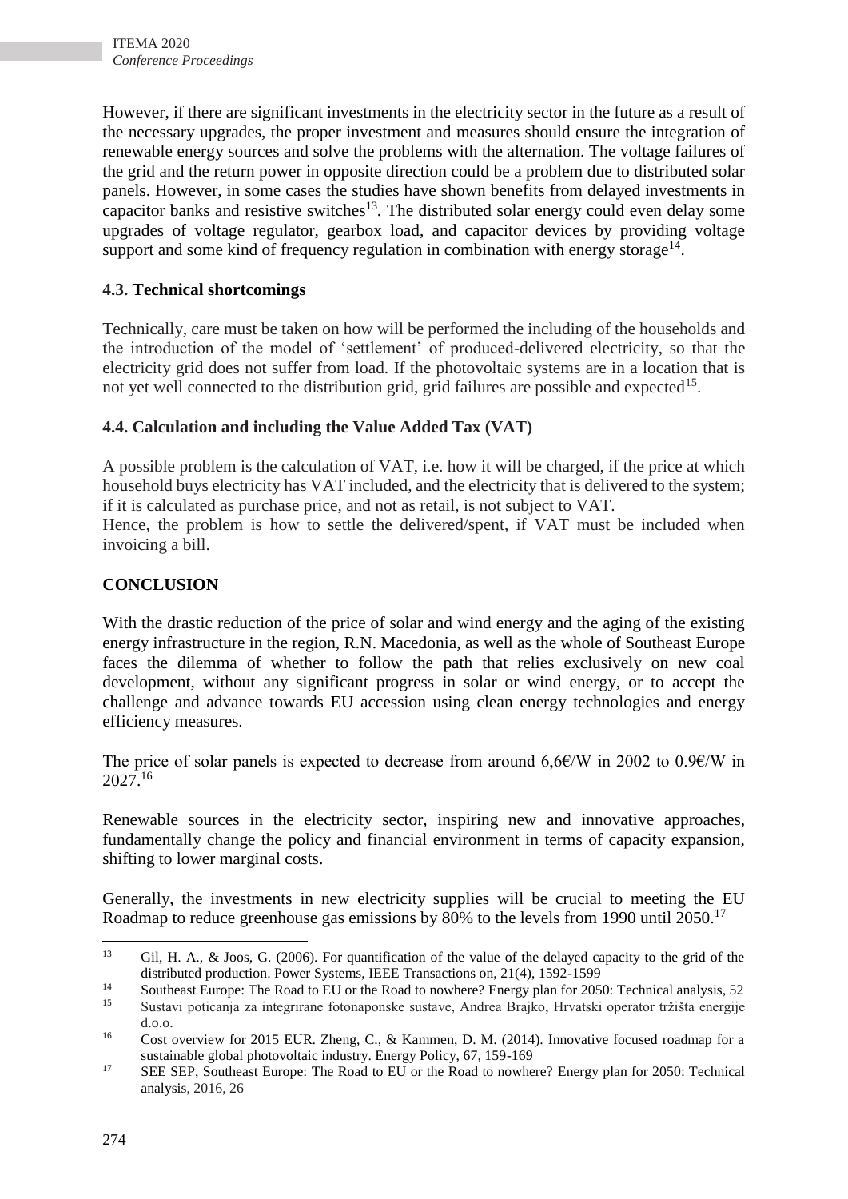However, if there are significant investments in the electricity sector in the future as a result of the necessary upgrades, the proper investment and measures should ensure the integration of renewable energy sources and solve the problems with the alternation. The voltage failures of the grid and the return power in opposite direction could be a problem due to distributed solar panels. However, in some cases the studies have shown benefits from delayed investments in capacitor banks and resistive switches[13]. The distributed solar energy could even delay some upgrades of voltage regulator, gearbox load, and capacitor devices by providing voltage support and some kind of frequency regulation in combination with energy storage[14].

### 4.3. Technical shortcomings

Technically, care must be taken on how will be performed the including of the households and the introduction of the model of 'settlement' of produced-delivered electricity, so that the electricity grid does not suffer from load. If the photovoltaic systems are in a location that is not yet well connected to the distribution grid, grid failures are possible and expected[15].

### 4.4. Calculation and including the Value Added Tax (VAT)

A possible problem is the calculation of VAT, i.e. how it will be charged, if the price at which household buys electricity has VAT included, and the electricity that is delivered to the system; if it is calculated as purchase price, and not as retail, is not subject to VAT.
Hence, the problem is how to settle the delivered/spent, if VAT must be included when invoicing a bill.

## CONCLUSION

With the drastic reduction of the price of solar and wind energy and the aging of the existing energy infrastructure in the region, R.N. Macedonia, as well as the whole of Southeast Europe faces the dilemma of whether to follow the path that relies exclusively on new coal development, without any significant progress in solar or wind energy, or to accept the challenge and advance towards EU accession using clean energy technologies and energy efficiency measures.

The price of solar panels is expected to decrease from around 6,6€/W in 2002 to 0.9€/W in 2027.[16]

Renewable sources in the electricity sector, inspiring new and innovative approaches, fundamentally change the policy and financial environment in terms of capacity expansion, shifting to lower marginal costs.

Generally, the investments in new electricity supplies will be crucial to meeting the EU Roadmap to reduce greenhouse gas emissions by 80% to the levels from 1990 until 2050.[17]

---

[13] Gil, H. A., & Joos, G. (2006). For quantification of the value of the delayed capacity to the grid of the distributed production. Power Systems, IEEE Transactions on, 21(4), 1592-1599

[14] Southeast Europe: The Road to EU or the Road to nowhere? Energy plan for 2050: Technical analysis, 52

[15] Sustavi poticanja za integrirane fotonaponske sustave, Andrea Brajko, Hrvatski operator tržišta energije d.o.o.

[16] Cost overview for 2015 EUR. Zheng, C., & Kammen, D. M. (2014). Innovative focused roadmap for a sustainable global photovoltaic industry. Energy Policy, 67, 159-169

[17] SEE SEP, Southeast Europe: The Road to EU or the Road to nowhere? Energy plan for 2050: Technical analysis, 2016, 26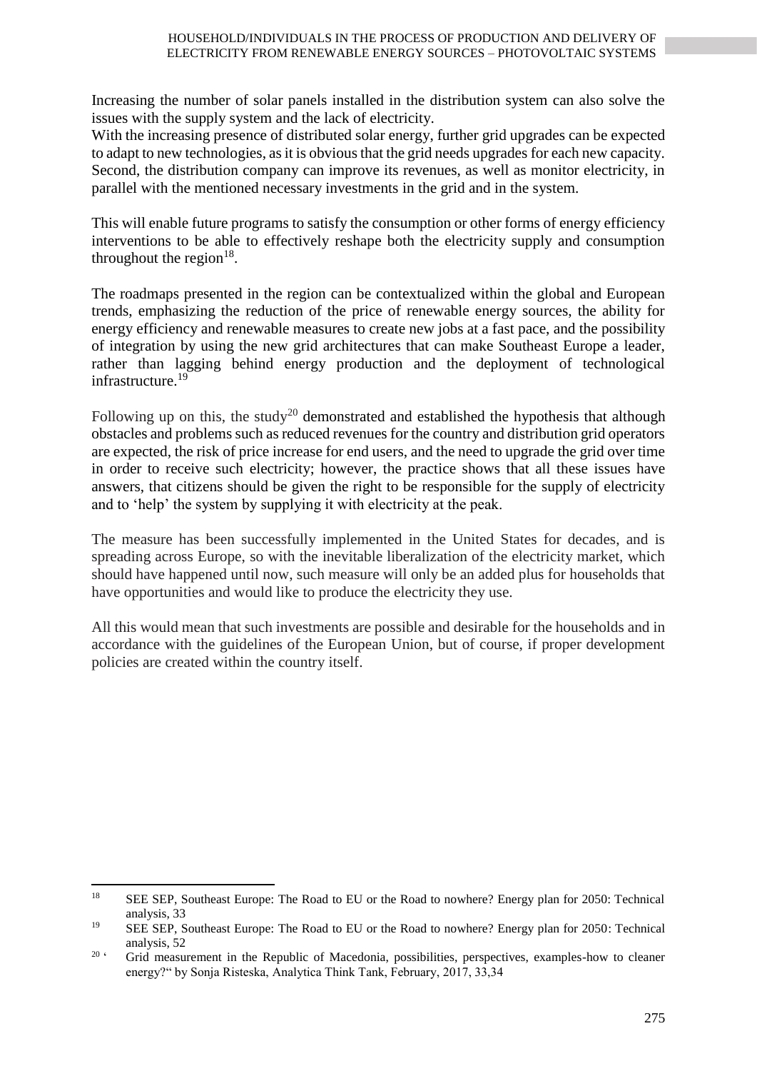Increasing the number of solar panels installed in the distribution system can also solve the issues with the supply system and the lack of electricity.
With the increasing presence of distributed solar energy, further grid upgrades can be expected to adapt to new technologies, as it is obvious that the grid needs upgrades for each new capacity. Second, the distribution company can improve its revenues, as well as monitor electricity, in parallel with the mentioned necessary investments in the grid and in the system.

This will enable future programs to satisfy the consumption or other forms of energy efficiency interventions to be able to effectively reshape both the electricity supply and consumption throughout the region[18].

The roadmaps presented in the region can be contextualized within the global and European trends, emphasizing the reduction of the price of renewable energy sources, the ability for energy efficiency and renewable measures to create new jobs at a fast pace, and the possibility of integration by using the new grid architectures that can make Southeast Europe a leader, rather than lagging behind energy production and the deployment of technological infrastructure.[19]

Following up on this, the study[20] demonstrated and established the hypothesis that although obstacles and problems such as reduced revenues for the country and distribution grid operators are expected, the risk of price increase for end users, and the need to upgrade the grid over time in order to receive such electricity; however, the practice shows that all these issues have answers, that citizens should be given the right to be responsible for the supply of electricity and to 'help' the system by supplying it with electricity at the peak.

The measure has been successfully implemented in the United States for decades, and is spreading across Europe, so with the inevitable liberalization of the electricity market, which should have happened until now, such measure will only be an added plus for households that have opportunities and would like to produce the electricity they use.

All this would mean that such investments are possible and desirable for the households and in accordance with the guidelines of the European Union, but of course, if proper development policies are created within the country itself.

---

[18] SEE SEP, Southeast Europe: The Road to EU or the Road to nowhere? Energy plan for 2050: Technical analysis, 33

[19] SEE SEP, Southeast Europe: The Road to EU or the Road to nowhere? Energy plan for 2050: Technical analysis, 52

[20] 'Grid measurement in the Republic of Macedonia, possibilities, perspectives, examples-how to cleaner energy?" by Sonja Risteska, Analytica Think Tank, February, 2017, 33,34